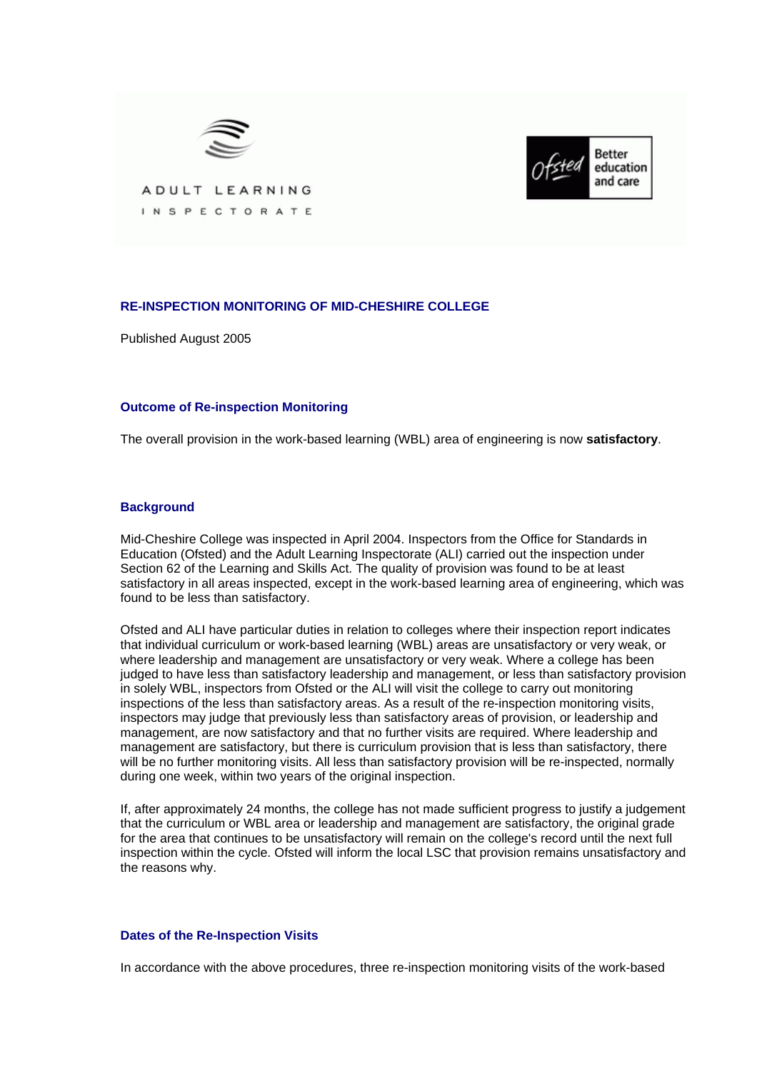ADULT LEARNING INSPECTORATE

Ofsted Better education and care

## RE-INSPECTION MONITORING OF MID-CHESHIRE COLLEGE

Published August 2005

### Outcome of Re-inspection Monitoring

The overall provision in the work-based learning (WBL) area of engineering is now **satisfactory**.

### Background

Mid-Cheshire College was inspected in April 2004. Inspectors from the Office for Standards in Education (Ofsted) and the Adult Learning Inspectorate (ALI) carried out the inspection under Section 62 of the Learning and Skills Act. The quality of provision was found to be at least satisfactory in all areas inspected, except in the work-based learning area of engineering, which was found to be less than satisfactory.

Ofsted and ALI have particular duties in relation to colleges where their inspection report indicates that individual curriculum or work-based learning (WBL) areas are unsatisfactory or very weak, or where leadership and management are unsatisfactory or very weak. Where a college has been judged to have less than satisfactory leadership and management, or less than satisfactory provision in solely WBL, inspectors from Ofsted or the ALI will visit the college to carry out monitoring inspections of the less than satisfactory areas. As a result of the re-inspection monitoring visits, inspectors may judge that previously less than satisfactory areas of provision, or leadership and management, are now satisfactory and that no further visits are required. Where leadership and management are satisfactory, but there is curriculum provision that is less than satisfactory, there will be no further monitoring visits. All less than satisfactory provision will be re-inspected, normally during one week, within two years of the original inspection.

If, after approximately 24 months, the college has not made sufficient progress to justify a judgement that the curriculum or WBL area or leadership and management are satisfactory, the original grade for the area that continues to be unsatisfactory will remain on the college's record until the next full inspection within the cycle. Ofsted will inform the local LSC that provision remains unsatisfactory and the reasons why.

### Dates of the Re-Inspection Visits

In accordance with the above procedures, three re-inspection monitoring visits of the work-based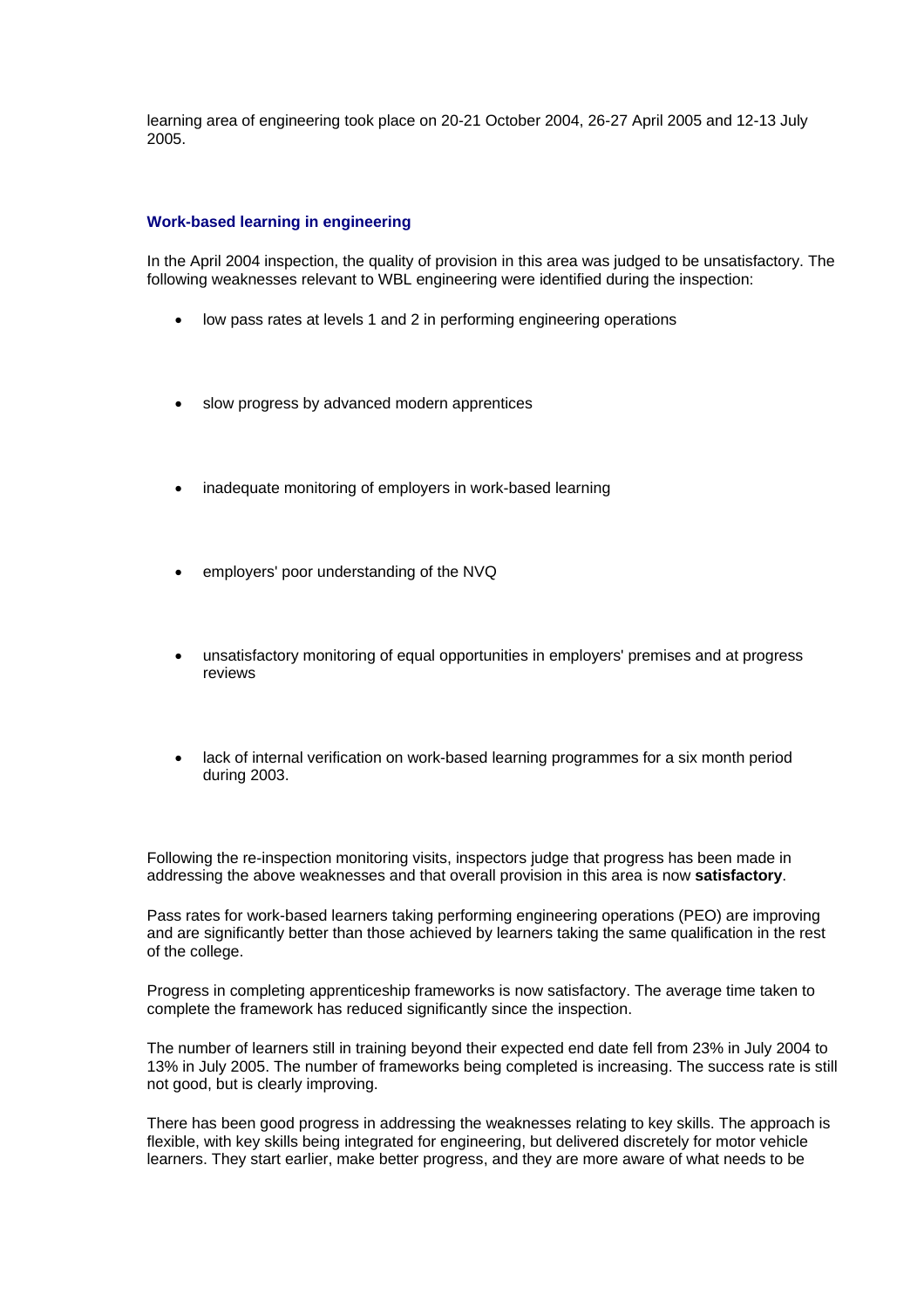learning area of engineering took place on 20-21 October 2004, 26-27 April 2005 and 12-13 July 2005.

### Work-based learning in engineering

In the April 2004 inspection, the quality of provision in this area was judged to be unsatisfactory. The following weaknesses relevant to WBL engineering were identified during the inspection:

- low pass rates at levels 1 and 2 in performing engineering operations
- slow progress by advanced modern apprentices
- inadequate monitoring of employers in work-based learning
- employers' poor understanding of the NVQ
- unsatisfactory monitoring of equal opportunities in employers' premises and at progress reviews
- lack of internal verification on work-based learning programmes for a six month period during 2003.

Following the re-inspection monitoring visits, inspectors judge that progress has been made in addressing the above weaknesses and that overall provision in this area is now **satisfactory**.

Pass rates for work-based learners taking performing engineering operations (PEO) are improving and are significantly better than those achieved by learners taking the same qualification in the rest of the college.

Progress in completing apprenticeship frameworks is now satisfactory. The average time taken to complete the framework has reduced significantly since the inspection.

The number of learners still in training beyond their expected end date fell from 23% in July 2004 to 13% in July 2005. The number of frameworks being completed is increasing. The success rate is still not good, but is clearly improving.

There has been good progress in addressing the weaknesses relating to key skills. The approach is flexible, with key skills being integrated for engineering, but delivered discretely for motor vehicle learners. They start earlier, make better progress, and they are more aware of what needs to be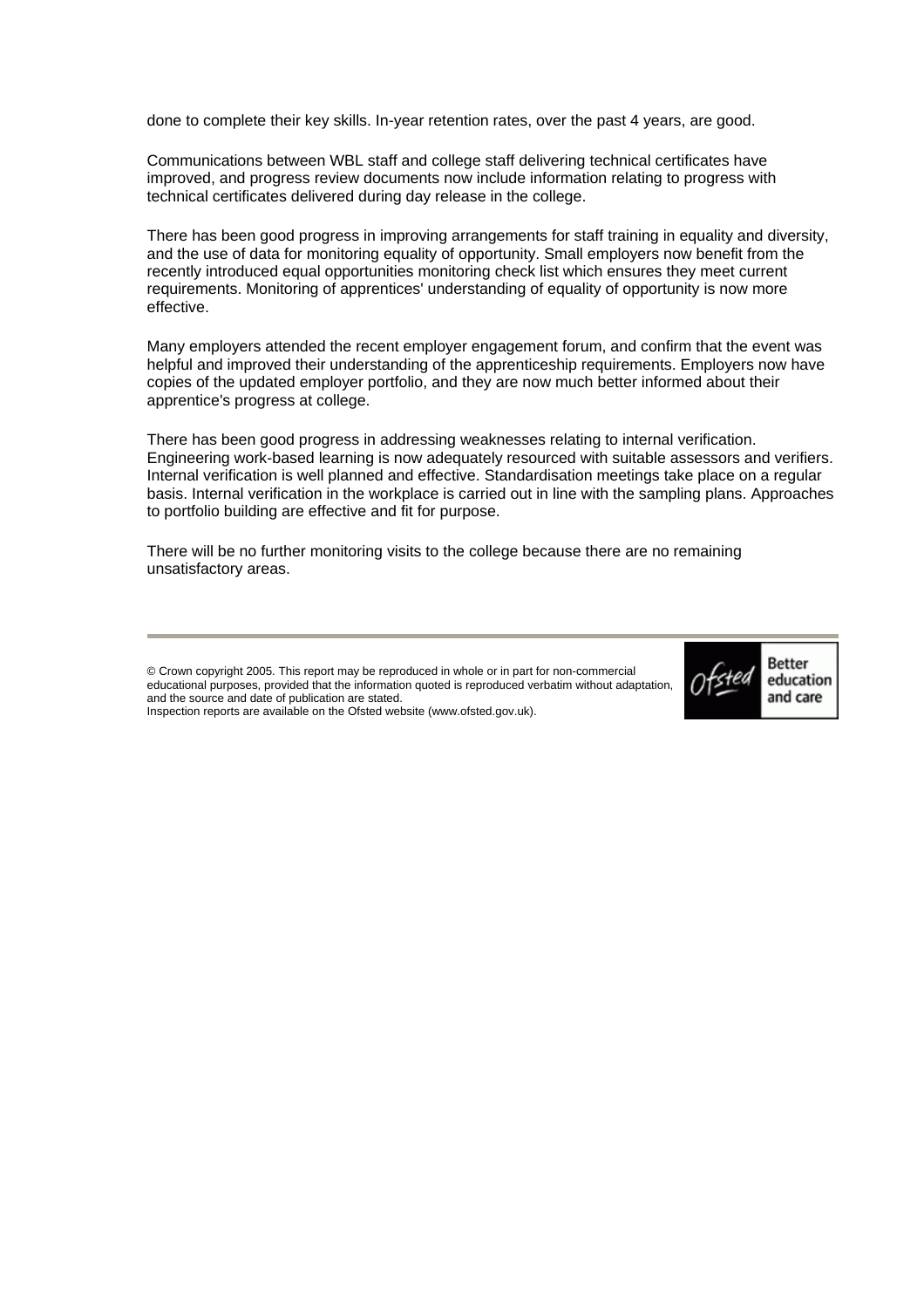done to complete their key skills. In-year retention rates, over the past 4 years, are good.

Communications between WBL staff and college staff delivering technical certificates have improved, and progress review documents now include information relating to progress with technical certificates delivered during day release in the college.

There has been good progress in improving arrangements for staff training in equality and diversity, and the use of data for monitoring equality of opportunity. Small employers now benefit from the recently introduced equal opportunities monitoring check list which ensures they meet current requirements. Monitoring of apprentices' understanding of equality of opportunity is now more effective.

Many employers attended the recent employer engagement forum, and confirm that the event was helpful and improved their understanding of the apprenticeship requirements. Employers now have copies of the updated employer portfolio, and they are now much better informed about their apprentice's progress at college.

There has been good progress in addressing weaknesses relating to internal verification. Engineering work-based learning is now adequately resourced with suitable assessors and verifiers. Internal verification is well planned and effective. Standardisation meetings take place on a regular basis. Internal verification in the workplace is carried out in line with the sampling plans. Approaches to portfolio building are effective and fit for purpose.

There will be no further monitoring visits to the college because there are no remaining unsatisfactory areas.

---

© Crown copyright 2005. This report may be reproduced in whole or in part for non-commercial educational purposes, provided that the information quoted is reproduced verbatim without adaptation, and the source and date of publication are stated.
Inspection reports are available on the Ofsted website (www.ofsted.gov.uk).

Ofsted Better education and care